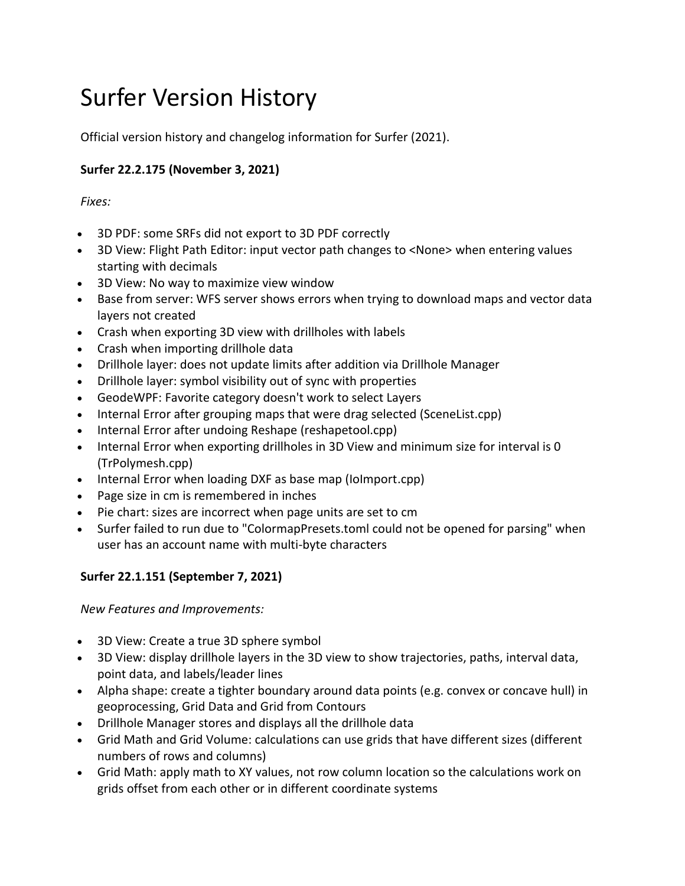# Surfer Version History

Official version history and changelog information for Surfer (2021).

**Surfer 22.2.175 (November 3, 2021)**

*Fixes:*

- 3D PDF: some SRFs did not export to 3D PDF correctly
- 3D View: Flight Path Editor: input vector path changes to <None> when entering values starting with decimals
- 3D View: No way to maximize view window
- Base from server: WFS server shows errors when trying to download maps and vector data layers not created
- Crash when exporting 3D view with drillholes with labels
- Crash when importing drillhole data
- Drillhole layer: does not update limits after addition via Drillhole Manager
- Drillhole layer: symbol visibility out of sync with properties
- GeodeWPF: Favorite category doesn't work to select Layers
- Internal Error after grouping maps that were drag selected (SceneList.cpp)
- Internal Error after undoing Reshape (reshapetool.cpp)
- Internal Error when exporting drillholes in 3D View and minimum size for interval is 0 (TrPolymesh.cpp)
- Internal Error when loading DXF as base map (IoImport.cpp)
- Page size in cm is remembered in inches
- Pie chart: sizes are incorrect when page units are set to cm
- Surfer failed to run due to "ColormapPresets.toml could not be opened for parsing" when user has an account name with multi-byte characters

**Surfer 22.1.151 (September 7, 2021)**

*New Features and Improvements:*

- 3D View: Create a true 3D sphere symbol
- 3D View: display drillhole layers in the 3D view to show trajectories, paths, interval data, point data, and labels/leader lines
- Alpha shape: create a tighter boundary around data points (e.g. convex or concave hull) in geoprocessing, Grid Data and Grid from Contours
- Drillhole Manager stores and displays all the drillhole data
- Grid Math and Grid Volume: calculations can use grids that have different sizes (different numbers of rows and columns)
- Grid Math: apply math to XY values, not row column location so the calculations work on grids offset from each other or in different coordinate systems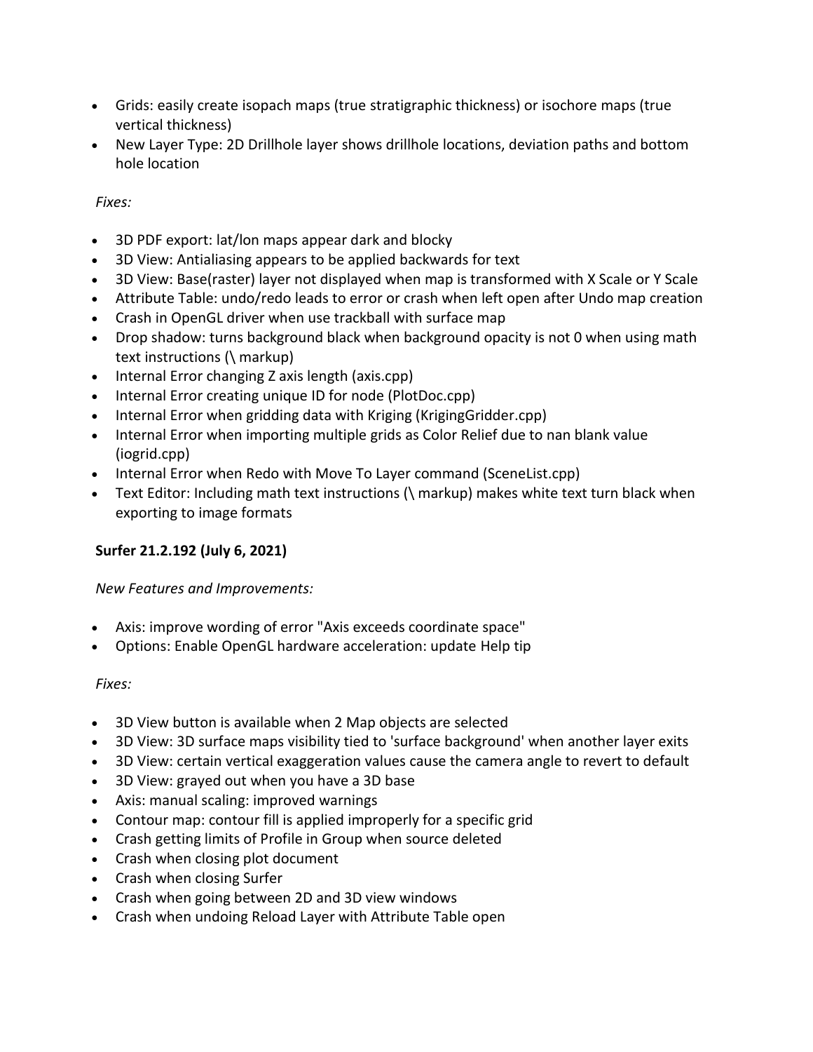- Grids: easily create isopach maps (true stratigraphic thickness) or isochore maps (true vertical thickness)
- New Layer Type: 2D Drillhole layer shows drillhole locations, deviation paths and bottom hole location

*Fixes:*

- 3D PDF export: lat/lon maps appear dark and blocky
- 3D View: Antialiasing appears to be applied backwards for text
- 3D View: Base(raster) layer not displayed when map is transformed with X Scale or Y Scale
- Attribute Table: undo/redo leads to error or crash when left open after Undo map creation
- Crash in OpenGL driver when use trackball with surface map
- Drop shadow: turns background black when background opacity is not 0 when using math text instructions (\ markup)
- Internal Error changing Z axis length (axis.cpp)
- Internal Error creating unique ID for node (PlotDoc.cpp)
- Internal Error when gridding data with Kriging (KrigingGridder.cpp)
- Internal Error when importing multiple grids as Color Relief due to nan blank value (iogrid.cpp)
- Internal Error when Redo with Move To Layer command (SceneList.cpp)
- Text Editor: Including math text instructions (\ markup) makes white text turn black when exporting to image formats

**Surfer 21.2.192 (July 6, 2021)**

*New Features and Improvements:*

- Axis: improve wording of error "Axis exceeds coordinate space"
- Options: Enable OpenGL hardware acceleration: update Help tip

*Fixes:*

- 3D View button is available when 2 Map objects are selected
- 3D View: 3D surface maps visibility tied to 'surface background' when another layer exits
- 3D View: certain vertical exaggeration values cause the camera angle to revert to default
- 3D View: grayed out when you have a 3D base
- Axis: manual scaling: improved warnings
- Contour map: contour fill is applied improperly for a specific grid
- Crash getting limits of Profile in Group when source deleted
- Crash when closing plot document
- Crash when closing Surfer
- Crash when going between 2D and 3D view windows
- Crash when undoing Reload Layer with Attribute Table open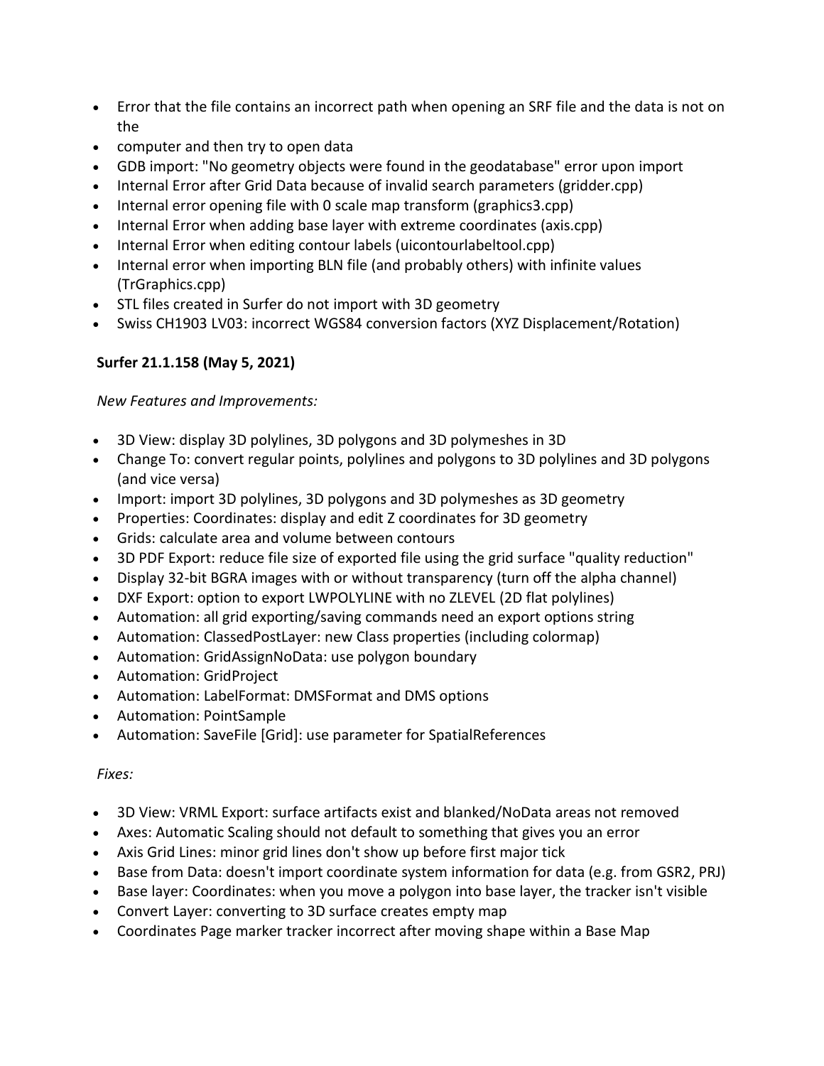- Error that the file contains an incorrect path when opening an SRF file and the data is not on the
- computer and then try to open data
- GDB import: "No geometry objects were found in the geodatabase" error upon import
- Internal Error after Grid Data because of invalid search parameters (gridder.cpp)
- Internal error opening file with 0 scale map transform (graphics3.cpp)
- Internal Error when adding base layer with extreme coordinates (axis.cpp)
- Internal Error when editing contour labels (uicontourlabeltool.cpp)
- Internal error when importing BLN file (and probably others) with infinite values (TrGraphics.cpp)
- STL files created in Surfer do not import with 3D geometry
- Swiss CH1903 LV03: incorrect WGS84 conversion factors (XYZ Displacement/Rotation)

**Surfer 21.1.158 (May 5, 2021)**

*New Features and Improvements:*

- 3D View: display 3D polylines, 3D polygons and 3D polymeshes in 3D
- Change To: convert regular points, polylines and polygons to 3D polylines and 3D polygons (and vice versa)
- Import: import 3D polylines, 3D polygons and 3D polymeshes as 3D geometry
- Properties: Coordinates: display and edit Z coordinates for 3D geometry
- Grids: calculate area and volume between contours
- 3D PDF Export: reduce file size of exported file using the grid surface "quality reduction"
- Display 32-bit BGRA images with or without transparency (turn off the alpha channel)
- DXF Export: option to export LWPOLYLINE with no ZLEVEL (2D flat polylines)
- Automation: all grid exporting/saving commands need an export options string
- Automation: ClassedPostLayer: new Class properties (including colormap)
- Automation: GridAssignNoData: use polygon boundary
- Automation: GridProject
- Automation: LabelFormat: DMSFormat and DMS options
- Automation: PointSample
- Automation: SaveFile [Grid]: use parameter for SpatialReferences

*Fixes:*

- 3D View: VRML Export: surface artifacts exist and blanked/NoData areas not removed
- Axes: Automatic Scaling should not default to something that gives you an error
- Axis Grid Lines: minor grid lines don't show up before first major tick
- Base from Data: doesn't import coordinate system information for data (e.g. from GSR2, PRJ)
- Base layer: Coordinates: when you move a polygon into base layer, the tracker isn't visible
- Convert Layer: converting to 3D surface creates empty map
- Coordinates Page marker tracker incorrect after moving shape within a Base Map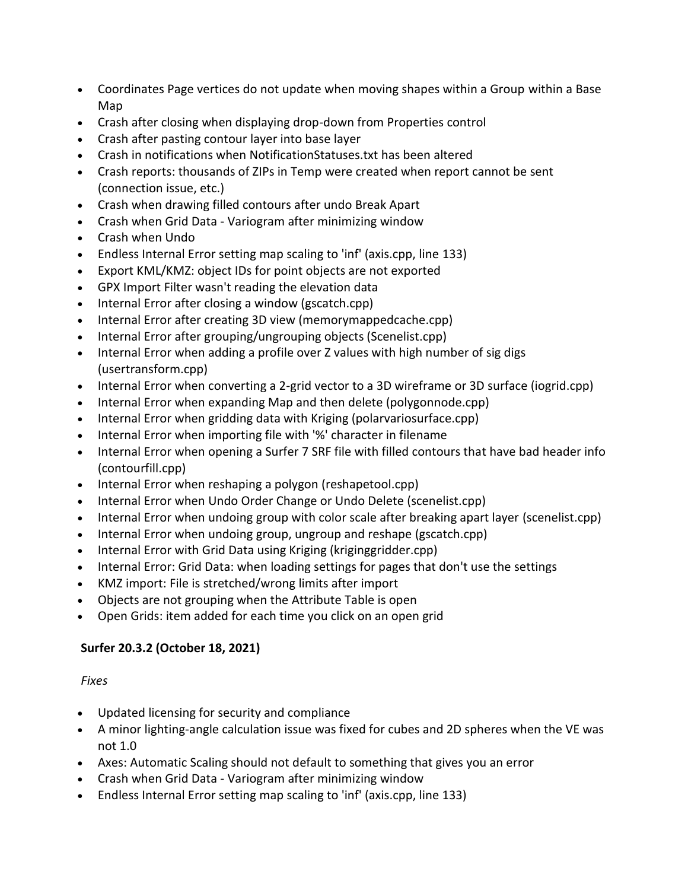- Coordinates Page vertices do not update when moving shapes within a Group within a Base Map
- Crash after closing when displaying drop-down from Properties control
- Crash after pasting contour layer into base layer
- Crash in notifications when NotificationStatuses.txt has been altered
- Crash reports: thousands of ZIPs in Temp were created when report cannot be sent (connection issue, etc.)
- Crash when drawing filled contours after undo Break Apart
- Crash when Grid Data - Variogram after minimizing window
- Crash when Undo
- Endless Internal Error setting map scaling to 'inf' (axis.cpp, line 133)
- Export KML/KMZ: object IDs for point objects are not exported
- GPX Import Filter wasn't reading the elevation data
- Internal Error after closing a window (gscatch.cpp)
- Internal Error after creating 3D view (memorymappedcache.cpp)
- Internal Error after grouping/ungrouping objects (Scenelist.cpp)
- Internal Error when adding a profile over Z values with high number of sig digs (usertransform.cpp)
- Internal Error when converting a 2-grid vector to a 3D wireframe or 3D surface (iogrid.cpp)
- Internal Error when expanding Map and then delete (polygonnode.cpp)
- Internal Error when gridding data with Kriging (polarvariosurface.cpp)
- Internal Error when importing file with '%' character in filename
- Internal Error when opening a Surfer 7 SRF file with filled contours that have bad header info (contourfill.cpp)
- Internal Error when reshaping a polygon (reshapetool.cpp)
- Internal Error when Undo Order Change or Undo Delete (scenelist.cpp)
- Internal Error when undoing group with color scale after breaking apart layer (scenelist.cpp)
- Internal Error when undoing group, ungroup and reshape (gscatch.cpp)
- Internal Error with Grid Data using Kriging (kriginggridder.cpp)
- Internal Error: Grid Data: when loading settings for pages that don't use the settings
- KMZ import: File is stretched/wrong limits after import
- Objects are not grouping when the Attribute Table is open
- Open Grids: item added for each time you click on an open grid

**Surfer 20.3.2 (October 18, 2021)**

*Fixes*

- Updated licensing for security and compliance
- A minor lighting-angle calculation issue was fixed for cubes and 2D spheres when the VE was not 1.0
- Axes: Automatic Scaling should not default to something that gives you an error
- Crash when Grid Data - Variogram after minimizing window
- Endless Internal Error setting map scaling to 'inf' (axis.cpp, line 133)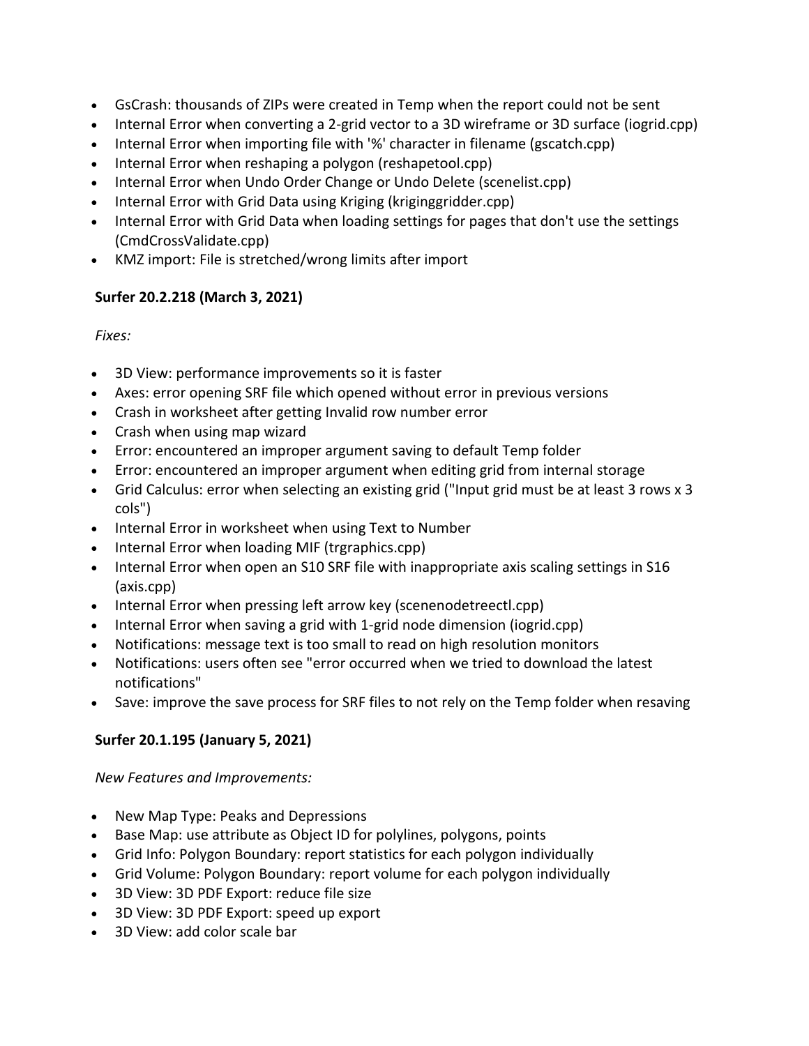- GsCrash: thousands of ZIPs were created in Temp when the report could not be sent
- Internal Error when converting a 2-grid vector to a 3D wireframe or 3D surface (iogrid.cpp)
- Internal Error when importing file with '%' character in filename (gscatch.cpp)
- Internal Error when reshaping a polygon (reshapetool.cpp)
- Internal Error when Undo Order Change or Undo Delete (scenelist.cpp)
- Internal Error with Grid Data using Kriging (kriginggridder.cpp)
- Internal Error with Grid Data when loading settings for pages that don't use the settings (CmdCrossValidate.cpp)
- KMZ import: File is stretched/wrong limits after import

**Surfer 20.2.218 (March 3, 2021)**

*Fixes:*

- 3D View: performance improvements so it is faster
- Axes: error opening SRF file which opened without error in previous versions
- Crash in worksheet after getting Invalid row number error
- Crash when using map wizard
- Error: encountered an improper argument saving to default Temp folder
- Error: encountered an improper argument when editing grid from internal storage
- Grid Calculus: error when selecting an existing grid ("Input grid must be at least 3 rows x 3 cols")
- Internal Error in worksheet when using Text to Number
- Internal Error when loading MIF (trgraphics.cpp)
- Internal Error when open an S10 SRF file with inappropriate axis scaling settings in S16 (axis.cpp)
- Internal Error when pressing left arrow key (scenenodetreectl.cpp)
- Internal Error when saving a grid with 1-grid node dimension (iogrid.cpp)
- Notifications: message text is too small to read on high resolution monitors
- Notifications: users often see "error occurred when we tried to download the latest notifications"
- Save: improve the save process for SRF files to not rely on the Temp folder when resaving

**Surfer 20.1.195 (January 5, 2021)**

*New Features and Improvements:*

- New Map Type: Peaks and Depressions
- Base Map: use attribute as Object ID for polylines, polygons, points
- Grid Info: Polygon Boundary: report statistics for each polygon individually
- Grid Volume: Polygon Boundary: report volume for each polygon individually
- 3D View: 3D PDF Export: reduce file size
- 3D View: 3D PDF Export: speed up export
- 3D View: add color scale bar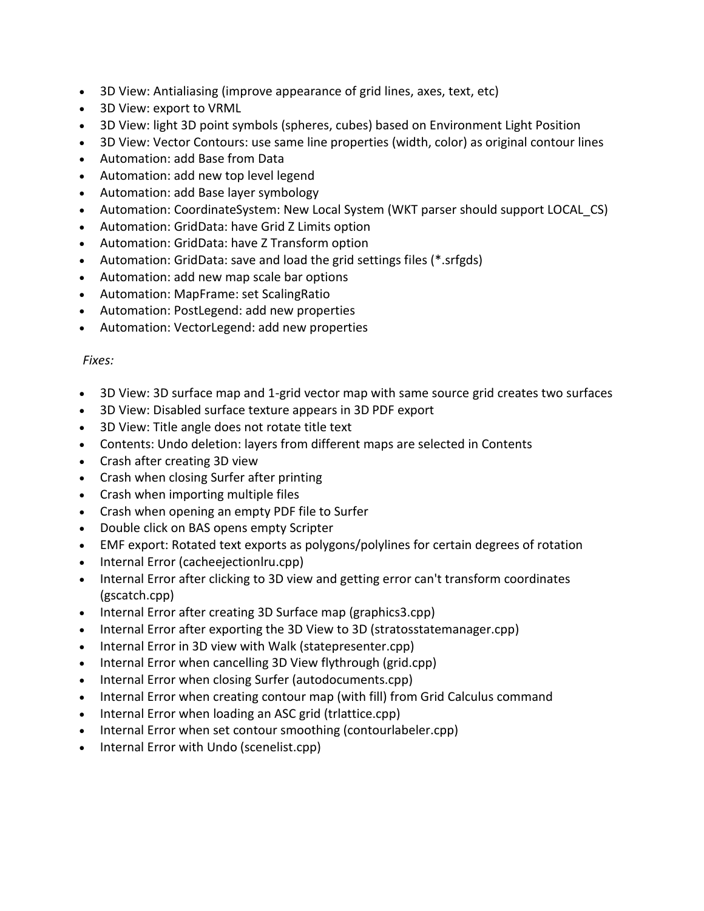- 3D View: Antialiasing (improve appearance of grid lines, axes, text, etc)
- 3D View: export to VRML
- 3D View: light 3D point symbols (spheres, cubes) based on Environment Light Position
- 3D View: Vector Contours: use same line properties (width, color) as original contour lines
- Automation: add Base from Data
- Automation: add new top level legend
- Automation: add Base layer symbology
- Automation: CoordinateSystem: New Local System (WKT parser should support LOCAL_CS)
- Automation: GridData: have Grid Z Limits option
- Automation: GridData: have Z Transform option
- Automation: GridData: save and load the grid settings files (*.srfgds)
- Automation: add new map scale bar options
- Automation: MapFrame: set ScalingRatio
- Automation: PostLegend: add new properties
- Automation: VectorLegend: add new properties

*Fixes:*

- 3D View: 3D surface map and 1-grid vector map with same source grid creates two surfaces
- 3D View: Disabled surface texture appears in 3D PDF export
- 3D View: Title angle does not rotate title text
- Contents: Undo deletion: layers from different maps are selected in Contents
- Crash after creating 3D view
- Crash when closing Surfer after printing
- Crash when importing multiple files
- Crash when opening an empty PDF file to Surfer
- Double click on BAS opens empty Scripter
- EMF export: Rotated text exports as polygons/polylines for certain degrees of rotation
- Internal Error (cacheejectionlru.cpp)
- Internal Error after clicking to 3D view and getting error can't transform coordinates (gscatch.cpp)
- Internal Error after creating 3D Surface map (graphics3.cpp)
- Internal Error after exporting the 3D View to 3D (stratosstatemanager.cpp)
- Internal Error in 3D view with Walk (statepresenter.cpp)
- Internal Error when cancelling 3D View flythrough (grid.cpp)
- Internal Error when closing Surfer (autodocuments.cpp)
- Internal Error when creating contour map (with fill) from Grid Calculus command
- Internal Error when loading an ASC grid (trlattice.cpp)
- Internal Error when set contour smoothing (contourlabeler.cpp)
- Internal Error with Undo (scenelist.cpp)